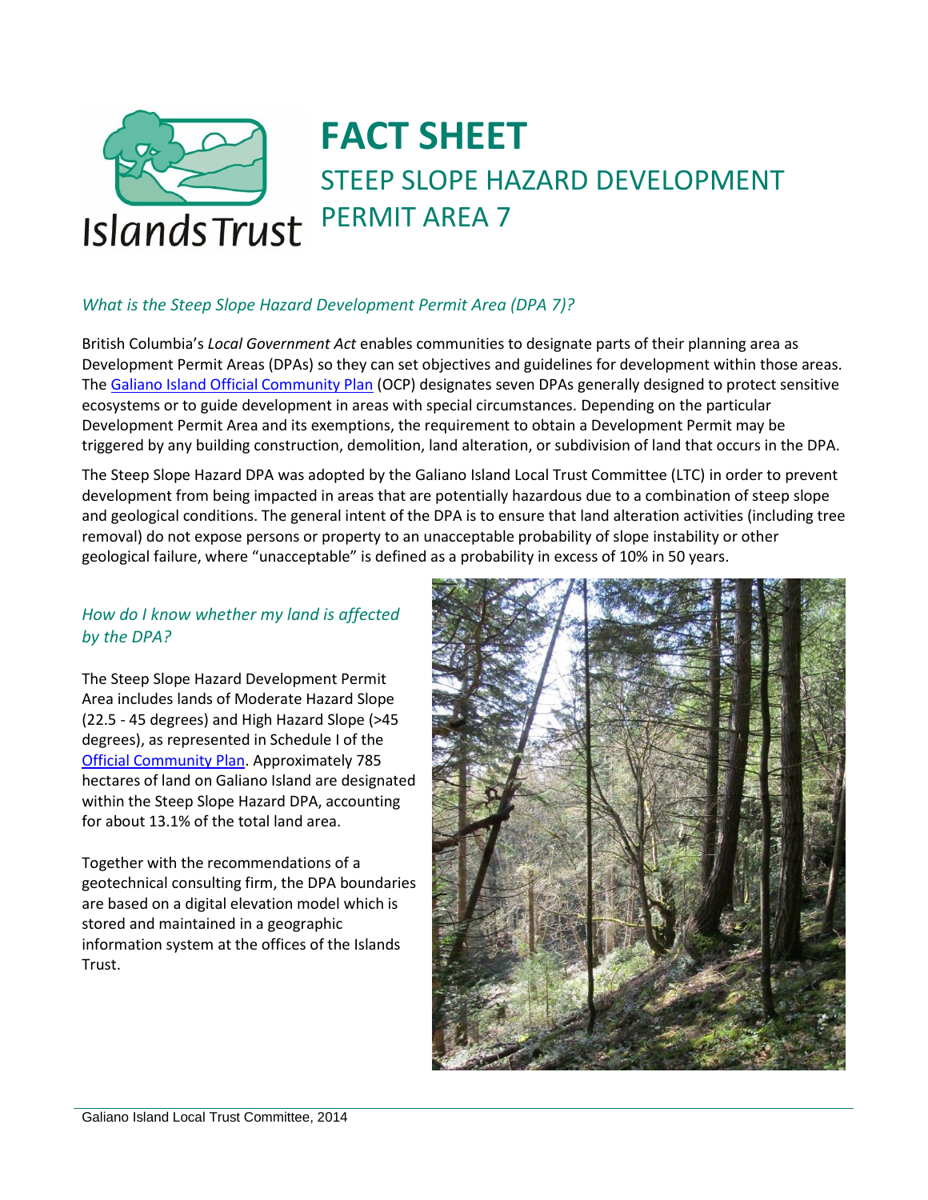# FACT SHEET

## STEEP SLOPE HAZARD DEVELOPMENT PERMIT AREA 7

### *What is the Steep Slope Hazard Development Permit Area (DPA 7)?*

British Columbia's *Local Government Act* enables communities to designate parts of their planning area as Development Permit Areas (DPAs) so they can set objectives and guidelines for development within those areas. The Galiano Island Official Community Plan (OCP) designates seven DPAs generally designed to protect sensitive ecosystems or to guide development in areas with special circumstances. Depending on the particular Development Permit Area and its exemptions, the requirement to obtain a Development Permit may be triggered by any building construction, demolition, land alteration, or subdivision of land that occurs in the DPA.

The Steep Slope Hazard DPA was adopted by the Galiano Island Local Trust Committee (LTC) in order to prevent development from being impacted in areas that are potentially hazardous due to a combination of steep slope and geological conditions. The general intent of the DPA is to ensure that land alteration activities (including tree removal) do not expose persons or property to an unacceptable probability of slope instability or other geological failure, where "unacceptable" is defined as a probability in excess of 10% in 50 years.

### *How do I know whether my land is affected by the DPA?*

The Steep Slope Hazard Development Permit Area includes lands of Moderate Hazard Slope (22.5 - 45 degrees) and High Hazard Slope (>45 degrees), as represented in Schedule I of the Official Community Plan. Approximately 785 hectares of land on Galiano Island are designated within the Steep Slope Hazard DPA, accounting for about 13.1% of the total land area.

Together with the recommendations of a geotechnical consulting firm, the DPA boundaries are based on a digital elevation model which is stored and maintained in a geographic information system at the offices of the Islands Trust.

Galiano Island Local Trust Committee, 2014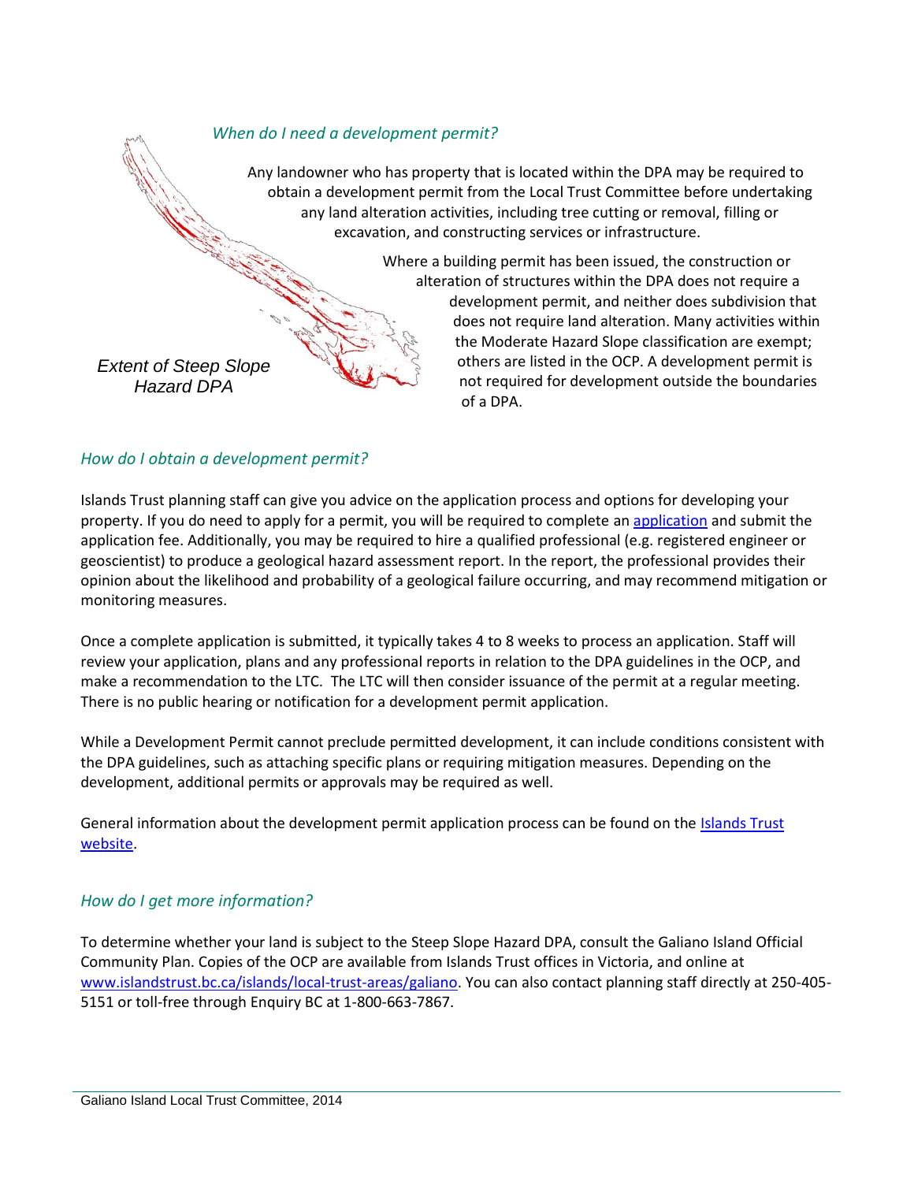*When do I need a development permit?*

Any landowner who has property that is located within the DPA may be required to obtain a development permit from the Local Trust Committee before undertaking any land alteration activities, including tree cutting or removal, filling or excavation, and constructing services or infrastructure.

Where a building permit has been issued, the construction or alteration of structures within the DPA does not require a development permit, and neither does subdivision that does not require land alteration. Many activities within the Moderate Hazard Slope classification are exempt; others are listed in the OCP. A development permit is not required for development outside the boundaries of a DPA.

*Extent of Steep Slope Hazard DPA*

*How do I obtain a development permit?*

Islands Trust planning staff can give you advice on the application process and options for developing your property. If you do need to apply for a permit, you will be required to complete an application and submit the application fee. Additionally, you may be required to hire a qualified professional (e.g. registered engineer or geoscientist) to produce a geological hazard assessment report. In the report, the professional provides their opinion about the likelihood and probability of a geological failure occurring, and may recommend mitigation or monitoring measures.

Once a complete application is submitted, it typically takes 4 to 8 weeks to process an application. Staff will review your application, plans and any professional reports in relation to the DPA guidelines in the OCP, and make a recommendation to the LTC. The LTC will then consider issuance of the permit at a regular meeting. There is no public hearing or notification for a development permit application.

While a Development Permit cannot preclude permitted development, it can include conditions consistent with the DPA guidelines, such as attaching specific plans or requiring mitigation measures. Depending on the development, additional permits or approvals may be required as well.

General information about the development permit application process can be found on the Islands Trust website.

*How do I get more information?*

To determine whether your land is subject to the Steep Slope Hazard DPA, consult the Galiano Island Official Community Plan. Copies of the OCP are available from Islands Trust offices in Victoria, and online at www.islandstrust.bc.ca/islands/local-trust-areas/galiano. You can also contact planning staff directly at 250-405-5151 or toll-free through Enquiry BC at 1-800-663-7867.

Galiano Island Local Trust Committee, 2014